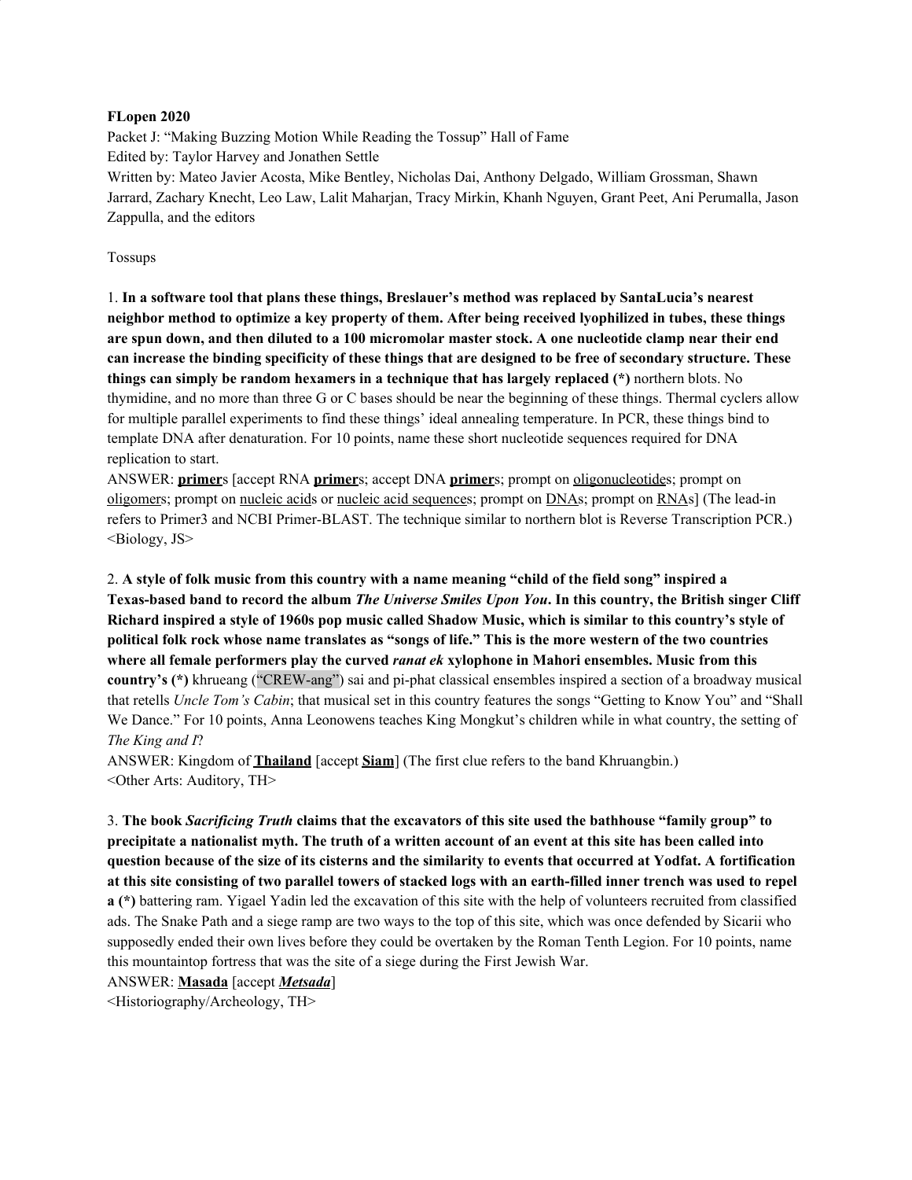**FLopen 2020**

Packet J: "Making Buzzing Motion While Reading the Tossup" Hall of Fame

Edited by: Taylor Harvey and Jonathen Settle

Written by: Mateo Javier Acosta, Mike Bentley, Nicholas Dai, Anthony Delgado, William Grossman, Shawn Jarrard, Zachary Knecht, Leo Law, Lalit Maharjan, Tracy Mirkin, Khanh Nguyen, Grant Peet, Ani Perumalla, Jason Zappulla, and the editors

Tossups

1. **In a software tool that plans these things, Breslauer's method was replaced by SantaLucia's nearest neighbor method to optimize a key property of them. After being received lyophilized in tubes, these things are spun down, and then diluted to a 100 micromolar master stock. A one nucleotide clamp near their end can increase the binding specificity of these things that are designed to be free of secondary structure. These things can simply be random hexamers in a technique that has largely replaced (*)** northern blots. No thymidine, and no more than three G or C bases should be near the beginning of these things. Thermal cyclers allow for multiple parallel experiments to find these things' ideal annealing temperature. In PCR, these things bind to template DNA after denaturation. For 10 points, name these short nucleotide sequences required for DNA replication to start.

ANSWER: **primer**s [accept RNA **primer**s; accept DNA **primer**s; prompt on oligonucleotides; prompt on oligomers; prompt on nucleic acids or nucleic acid sequences; prompt on DNAs; prompt on RNAs] (The lead-in refers to Primer3 and NCBI Primer-BLAST. The technique similar to northern blot is Reverse Transcription PCR.)

<Biology, JS>

2. **A style of folk music from this country with a name meaning "child of the field song" inspired a Texas-based band to record the album *The Universe Smiles Upon You*. In this country, the British singer Cliff Richard inspired a style of 1960s pop music called Shadow Music, which is similar to this country's style of political folk rock whose name translates as "songs of life." This is the more western of the two countries where all female performers play the curved *ranat ek* xylophone in Mahori ensembles. Music from this country's (*)** khrueang ("CREW-ang") sai and pi-phat classical ensembles inspired a section of a broadway musical that retells *Uncle Tom's Cabin*; that musical set in this country features the songs "Getting to Know You" and "Shall We Dance." For 10 points, Anna Leonowens teaches King Mongkut's children while in what country, the setting of *The King and I*?

ANSWER: Kingdom of **Thailand** [accept **Siam**] (The first clue refers to the band Khruangbin.)

<Other Arts: Auditory, TH>

3. **The book *Sacrificing Truth* claims that the excavators of this site used the bathhouse "family group" to precipitate a nationalist myth. The truth of a written account of an event at this site has been called into question because of the size of its cisterns and the similarity to events that occurred at Yodfat. A fortification at this site consisting of two parallel towers of stacked logs with an earth-filled inner trench was used to repel a (*)** battering ram. Yigael Yadin led the excavation of this site with the help of volunteers recruited from classified ads. The Snake Path and a siege ramp are two ways to the top of this site, which was once defended by Sicarii who supposedly ended their own lives before they could be overtaken by the Roman Tenth Legion. For 10 points, name this mountaintop fortress that was the site of a siege during the First Jewish War.

ANSWER: **Masada** [accept ***Metsada***]

<Historiography/Archeology, TH>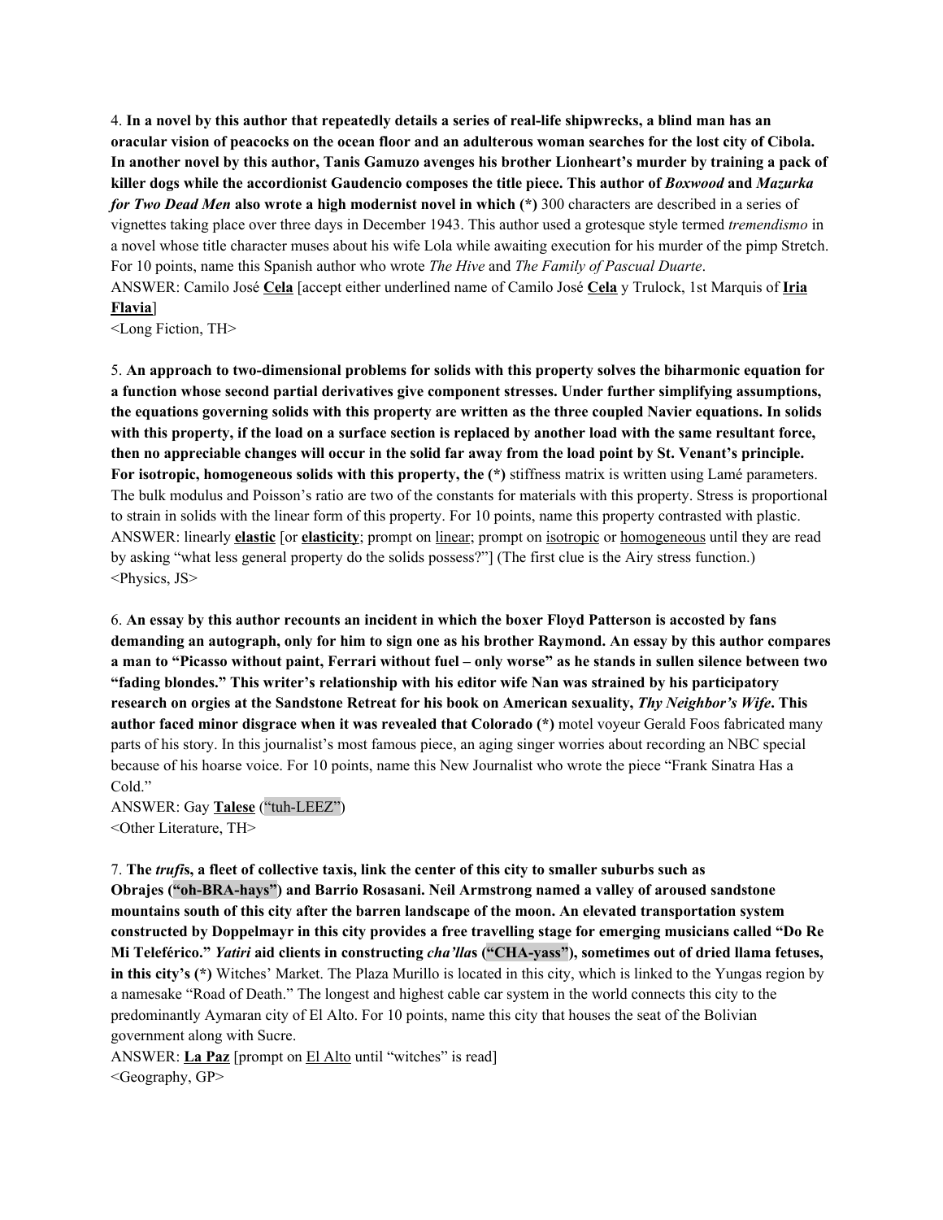4. **In a novel by this author that repeatedly details a series of real-life shipwrecks, a blind man has an oracular vision of peacocks on the ocean floor and an adulterous woman searches for the lost city of Cibola. In another novel by this author, Tanis Gamuzo avenges his brother Lionheart's murder by training a pack of killer dogs while the accordionist Gaudencio composes the title piece. This author of *Boxwood* and *Mazurka for Two Dead Men* also wrote a high modernist novel in which (*)** 300 characters are described in a series of vignettes taking place over three days in December 1943. This author used a grotesque style termed *tremendismo* in a novel whose title character muses about his wife Lola while awaiting execution for his murder of the pimp Stretch. For 10 points, name this Spanish author who wrote *The Hive* and *The Family of Pascual Duarte*.
ANSWER: Camilo José **Cela** [accept either underlined name of Camilo José **Cela** y Trulock, 1st Marquis of **Iria Flavia**]
<Long Fiction, TH>

5. **An approach to two-dimensional problems for solids with this property solves the biharmonic equation for a function whose second partial derivatives give component stresses. Under further simplifying assumptions, the equations governing solids with this property are written as the three coupled Navier equations. In solids with this property, if the load on a surface section is replaced by another load with the same resultant force, then no appreciable changes will occur in the solid far away from the load point by St. Venant's principle. For isotropic, homogeneous solids with this property, the (*)** stiffness matrix is written using Lamé parameters. The bulk modulus and Poisson's ratio are two of the constants for materials with this property. Stress is proportional to strain in solids with the linear form of this property. For 10 points, name this property contrasted with plastic.
ANSWER: linearly **elastic** [or **elasticity**; prompt on linear; prompt on isotropic or homogeneous until they are read by asking "what less general property do the solids possess?"] (The first clue is the Airy stress function.)
<Physics, JS>

6. **An essay by this author recounts an incident in which the boxer Floyd Patterson is accosted by fans demanding an autograph, only for him to sign one as his brother Raymond. An essay by this author compares a man to "Picasso without paint, Ferrari without fuel – only worse" as he stands in sullen silence between two "fading blondes." This writer's relationship with his editor wife Nan was strained by his participatory research on orgies at the Sandstone Retreat for his book on American sexuality, *Thy Neighbor's Wife*. This author faced minor disgrace when it was revealed that Colorado (*)** motel voyeur Gerald Foos fabricated many parts of his story. In this journalist's most famous piece, an aging singer worries about recording an NBC special because of his hoarse voice. For 10 points, name this New Journalist who wrote the piece "Frank Sinatra Has a Cold."
ANSWER: Gay **Talese** ("tuh-LEEZ")
<Other Literature, TH>

7. **The *trufi*s, a fleet of collective taxis, link the center of this city to smaller suburbs such as Obrajes ("oh-BRA-hays") and Barrio Rosasani. Neil Armstrong named a valley of aroused sandstone mountains south of this city after the barren landscape of the moon. An elevated transportation system constructed by Doppelmayr in this city provides a free travelling stage for emerging musicians called "Do Re Mi Teleférico." *Yatiri* aid clients in constructing *cha'lla*s ("CHA-yass"), sometimes out of dried llama fetuses, in this city's (*)** Witches' Market. The Plaza Murillo is located in this city, which is linked to the Yungas region by a namesake "Road of Death." The longest and highest cable car system in the world connects this city to the predominantly Aymaran city of El Alto. For 10 points, name this city that houses the seat of the Bolivian government along with Sucre.
ANSWER: **La Paz** [prompt on El Alto until "witches" is read]
<Geography, GP>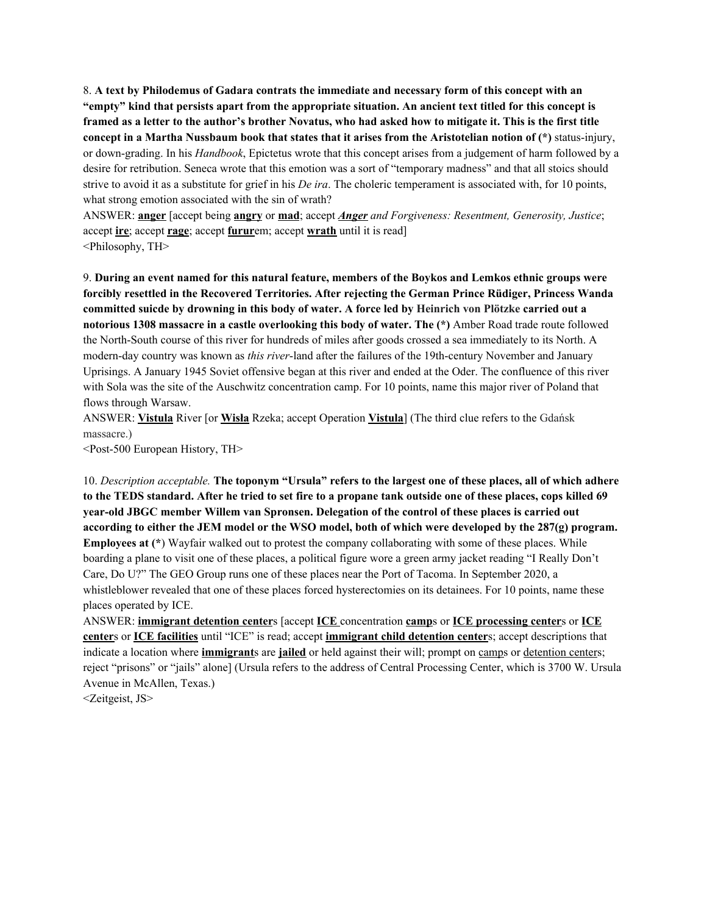8. **A text by Philodemus of Gadara contrats the immediate and necessary form of this concept with an "empty" kind that persists apart from the appropriate situation. An ancient text titled for this concept is framed as a letter to the author's brother Novatus, who had asked how to mitigate it. This is the first title concept in a Martha Nussbaum book that states that it arises from the Aristotelian notion of (*)** status-injury, or down-grading. In his *Handbook*, Epictetus wrote that this concept arises from a judgement of harm followed by a desire for retribution. Seneca wrote that this emotion was a sort of "temporary madness" and that all stoics should strive to avoid it as a substitute for grief in his *De ira*. The choleric temperament is associated with, for 10 points, what strong emotion associated with the sin of wrath?

ANSWER: **anger** [accept being **angry** or **mad**; accept ***Anger** and Forgiveness: Resentment, Generosity, Justice*; accept **ire**; accept **rage**; accept **furur**em; accept **wrath** until it is read]

<Philosophy, TH>

9. **During an event named for this natural feature, members of the Boykos and Lemkos ethnic groups were forcibly resettled in the Recovered Territories. After rejecting the German Prince Rüdiger, Princess Wanda committed suicde by drowning in this body of water. A force led by Heinrich von Plötzke carried out a notorious 1308 massacre in a castle overlooking this body of water. The (*)** Amber Road trade route followed the North-South course of this river for hundreds of miles after goods crossed a sea immediately to its North. A modern-day country was known as *this river*-land after the failures of the 19th-century November and January Uprisings. A January 1945 Soviet offensive began at this river and ended at the Oder. The confluence of this river with Sola was the site of the Auschwitz concentration camp. For 10 points, name this major river of Poland that flows through Warsaw.

ANSWER: **Vistula** River [or **Wisła** Rzeka; accept Operation **Vistula**] (The third clue refers to the Gdańsk massacre.)

<Post-500 European History, TH>

10. *Description acceptable.* **The toponym "Ursula" refers to the largest one of these places, all of which adhere to the TEDS standard. After he tried to set fire to a propane tank outside one of these places, cops killed 69 year-old JBGC member Willem van Spronsen. Delegation of the control of these places is carried out according to either the JEM model or the WSO model, both of which were developed by the 287(g) program. Employees at (*)** Wayfair walked out to protest the company collaborating with some of these places. While boarding a plane to visit one of these places, a political figure wore a green army jacket reading "I Really Don't Care, Do U?" The GEO Group runs one of these places near the Port of Tacoma. In September 2020, a whistleblower revealed that one of these places forced hysterectomies on its detainees. For 10 points, name these places operated by ICE.

ANSWER: **immigrant detention center**s [accept **ICE** concentration **camp**s or **ICE processing center**s or **ICE center**s or **ICE facilities** until "ICE" is read; accept **immigrant child detention center**s; accept descriptions that indicate a location where **immigrant**s are **jailed** or held against their will; prompt on camps or detention centers; reject "prisons" or "jails" alone] (Ursula refers to the address of Central Processing Center, which is 3700 W. Ursula Avenue in McAllen, Texas.)

<Zeitgeist, JS>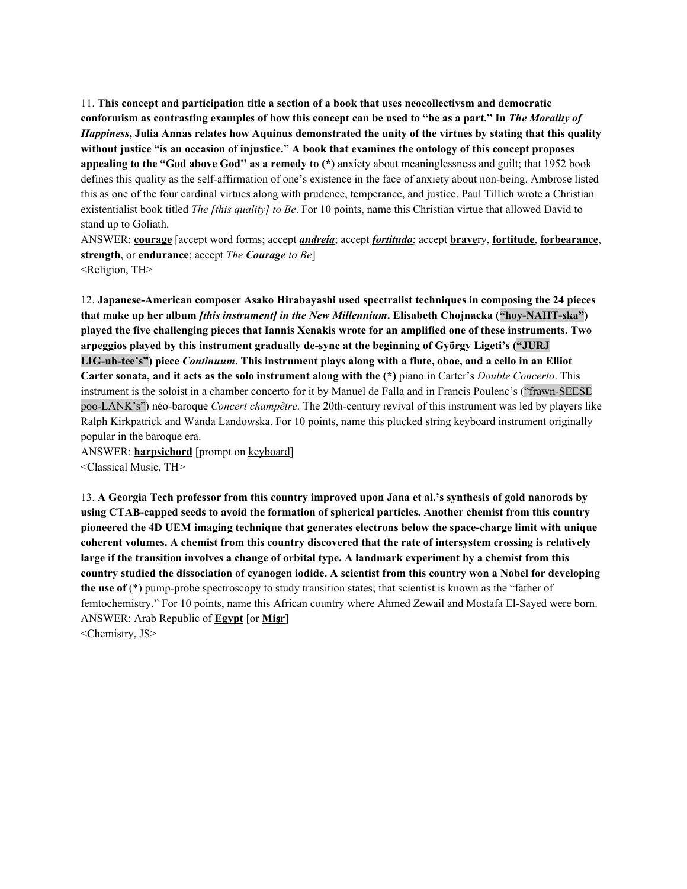11. **This concept and participation title a section of a book that uses neocollectivsm and democratic conformism as contrasting examples of how this concept can be used to "be as a part." In *The Morality of Happiness*, Julia Annas relates how Aquinus demonstrated the unity of the virtues by stating that this quality without justice "is an occasion of injustice." A book that examines the ontology of this concept proposes appealing to the "God above God" as a remedy to (*)** anxiety about meaninglessness and guilt; that 1952 book defines this quality as the self-affirmation of one's existence in the face of anxiety about non-being. Ambrose listed this as one of the four cardinal virtues along with prudence, temperance, and justice. Paul Tillich wrote a Christian existentialist book titled *The [this quality] to Be*. For 10 points, name this Christian virtue that allowed David to stand up to Goliath.

ANSWER: **courage** [accept word forms; accept ***andreía***; accept ***fortitudo***; accept **brave**ry, **fortitude**, **forbearance**, **strength**, or **endurance**; accept *The* ***Courage*** *to Be*]

<Religion, TH>

12. **Japanese-American composer Asako Hirabayashi used spectralist techniques in composing the 24 pieces that make up her album *[this instrument] in the New Millennium*. Elisabeth Chojnacka ("hoy-NAHT-ska") played the five challenging pieces that Iannis Xenakis wrote for an amplified one of these instruments. Two arpeggios played by this instrument gradually de-sync at the beginning of György Ligeti's ("JURJ LIG-uh-tee's") piece *Continuum*. This instrument plays along with a flute, oboe, and a cello in an Elliot Carter sonata, and it acts as the solo instrument along with the (*)** piano in Carter's *Double Concerto*. This instrument is the soloist in a chamber concerto for it by Manuel de Falla and in Francis Poulenc's ("frawn-SEESE poo-LANK's") néo-baroque *Concert champêtre*. The 20th-century revival of this instrument was led by players like Ralph Kirkpatrick and Wanda Landowska. For 10 points, name this plucked string keyboard instrument originally popular in the baroque era.

ANSWER: **harpsichord** [prompt on keyboard]

<Classical Music, TH>

13. **A Georgia Tech professor from this country improved upon Jana et al.'s synthesis of gold nanorods by using CTAB-capped seeds to avoid the formation of spherical particles. Another chemist from this country pioneered the 4D UEM imaging technique that generates electrons below the space-charge limit with unique coherent volumes. A chemist from this country discovered that the rate of intersystem crossing is relatively large if the transition involves a change of orbital type. A landmark experiment by a chemist from this country studied the dissociation of cyanogen iodide. A scientist from this country won a Nobel for developing the use of** (*) pump-probe spectroscopy to study transition states; that scientist is known as the "father of femtochemistry." For 10 points, name this African country where Ahmed Zewail and Mostafa El-Sayed were born.

ANSWER: Arab Republic of **Egypt** [or **Miṣr**]

<Chemistry, JS>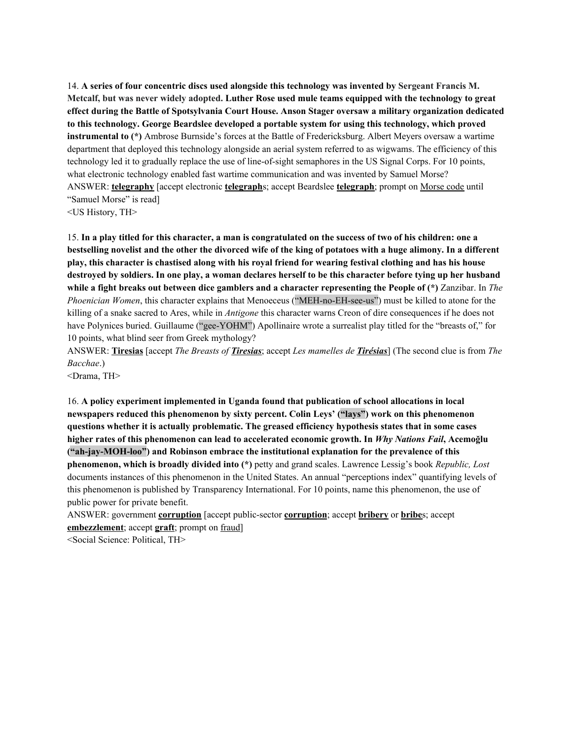14. **A series of four concentric discs used alongside this technology was invented by Sergeant Francis M. Metcalf, but was never widely adopted. Luther Rose used mule teams equipped with the technology to great effect during the Battle of Spotsylvania Court House. Anson Stager oversaw a military organization dedicated to this technology. George Beardslee developed a portable system for using this technology, which proved instrumental to (*)** Ambrose Burnside's forces at the Battle of Fredericksburg. Albert Meyers oversaw a wartime department that deployed this technology alongside an aerial system referred to as wigwams. The efficiency of this technology led it to gradually replace the use of line-of-sight semaphores in the US Signal Corps. For 10 points, what electronic technology enabled fast wartime communication and was invented by Samuel Morse?
ANSWER: **telegraphy** [accept electronic **telegraph**s; accept Beardslee **telegraph**; prompt on Morse code until "Samuel Morse" is read]
<US History, TH>

15. **In a play titled for this character, a man is congratulated on the success of two of his children: one a bestselling novelist and the other the divorced wife of the king of potatoes with a huge alimony. In a different play, this character is chastised along with his royal friend for wearing festival clothing and has his house destroyed by soldiers. In one play, a woman declares herself to be this character before tying up her husband while a fight breaks out between dice gamblers and a character representing the People of (*)** Zanzibar. In *The Phoenician Women*, this character explains that Menoeceus ("MEH-no-EH-see-us") must be killed to atone for the killing of a snake sacred to Ares, while in *Antigone* this character warns Creon of dire consequences if he does not have Polynices buried. Guillaume ("gee-YOHM") Apollinaire wrote a surrealist play titled for the "breasts of," for 10 points, what blind seer from Greek mythology?
ANSWER: **Tiresias** [accept *The Breasts of **Tiresias***; accept *Les mamelles de **Tirésias***] (The second clue is from *The Bacchae*.)
<Drama, TH>

16. **A policy experiment implemented in Uganda found that publication of school allocations in local newspapers reduced this phenomenon by sixty percent. Colin Leys' ("lays") work on this phenomenon questions whether it is actually problematic. The greased efficiency hypothesis states that in some cases higher rates of this phenomenon can lead to accelerated economic growth. In *Why Nations Fail*, Acemoğlu ("ah-jay-MOH-loo") and Robinson embrace the institutional explanation for the prevalence of this phenomenon, which is broadly divided into (*)** petty and grand scales. Lawrence Lessig's book *Republic, Lost* documents instances of this phenomenon in the United States. An annual "perceptions index" quantifying levels of this phenomenon is published by Transparency International. For 10 points, name this phenomenon, the use of public power for private benefit.
ANSWER: government **corruption** [accept public-sector **corruption**; accept **bribery** or **bribe**s; accept **embezzlement**; accept **graft**; prompt on fraud]
<Social Science: Political, TH>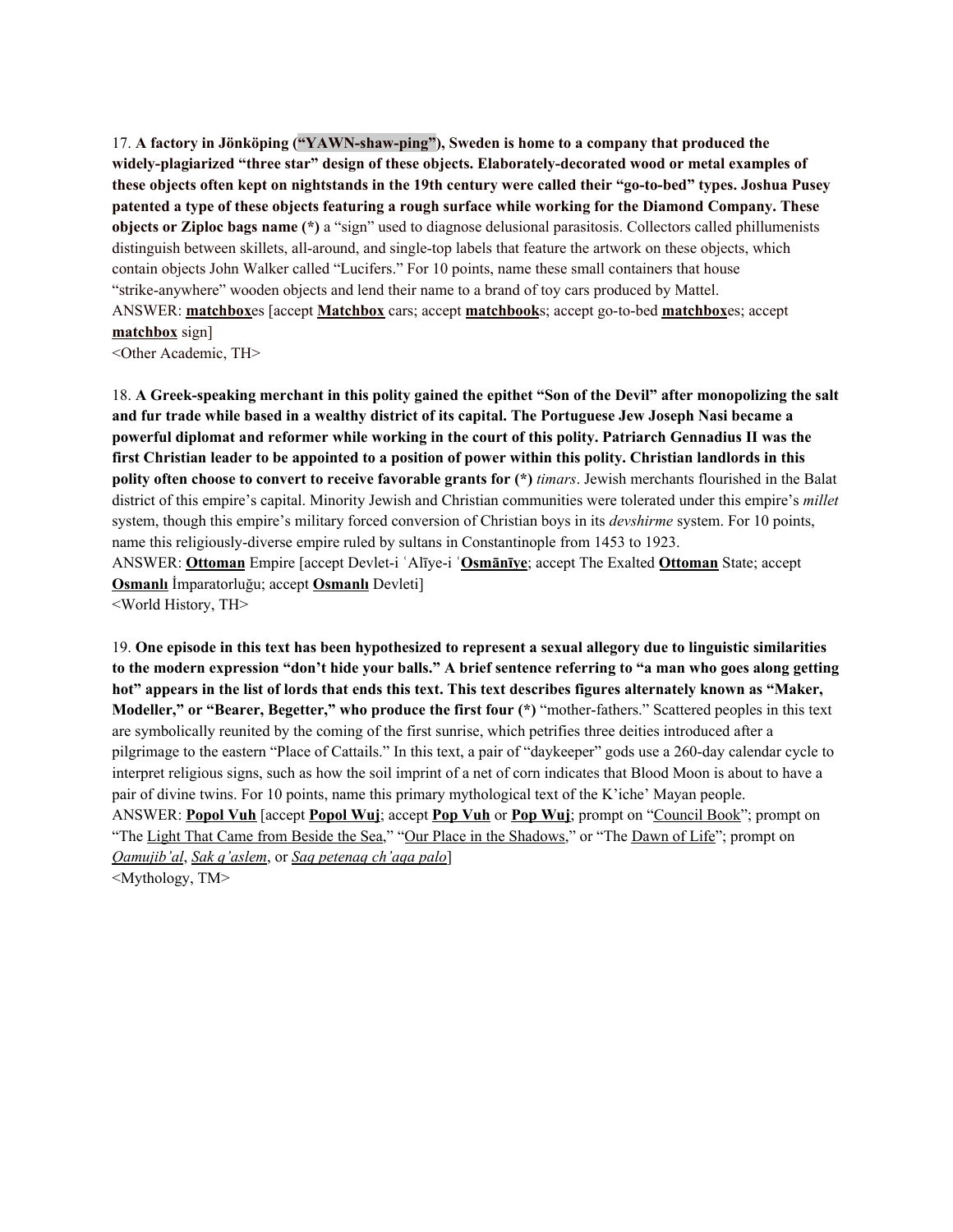17. **A factory in Jönköping (“YAWN-shaw-ping”), Sweden is home to a company that produced the widely-plagiarized “three star” design of these objects. Elaborately-decorated wood or metal examples of these objects often kept on nightstands in the 19th century were called their “go-to-bed” types. Joshua Pusey patented a type of these objects featuring a rough surface while working for the Diamond Company. These objects or Ziploc bags name (*)** a “sign” used to diagnose delusional parasitosis. Collectors called phillumenists distinguish between skillets, all-around, and single-top labels that feature the artwork on these objects, which contain objects John Walker called “Lucifers.” For 10 points, name these small containers that house “strike-anywhere” wooden objects and lend their name to a brand of toy cars produced by Mattel.

ANSWER: **matchbox**es [accept **Matchbox** cars; accept **matchbook**s; accept go-to-bed **matchbox**es; accept **matchbox** sign]

<Other Academic, TH>

18. **A Greek-speaking merchant in this polity gained the epithet “Son of the Devil” after monopolizing the salt and fur trade while based in a wealthy district of its capital. The Portuguese Jew Joseph Nasi became a powerful diplomat and reformer while working in the court of this polity. Patriarch Gennadius II was the first Christian leader to be appointed to a position of power within this polity. Christian landlords in this polity often choose to convert to receive favorable grants for (*)** *timars*. Jewish merchants flourished in the Balat district of this empire’s capital. Minority Jewish and Christian communities were tolerated under this empire’s *millet* system, though this empire’s military forced conversion of Christian boys in its *devshirme* system. For 10 points, name this religiously-diverse empire ruled by sultans in Constantinople from 1453 to 1923.

ANSWER: **Ottoman** Empire [accept Devlet-i ʿAlīye-i ʿ**Osmānīye**; accept The Exalted **Ottoman** State; accept **Osmanlı** İmparatorluğu; accept **Osmanlı** Devleti]

<World History, TH>

19. **One episode in this text has been hypothesized to represent a sexual allegory due to linguistic similarities to the modern expression “don’t hide your balls.” A brief sentence referring to “a man who goes along getting hot” appears in the list of lords that ends this text. This text describes figures alternately known as “Maker, Modeller,” or “Bearer, Begetter,” who produce the first four (*)** “mother-fathers.” Scattered peoples in this text are symbolically reunited by the coming of the first sunrise, which petrifies three deities introduced after a pilgrimage to the eastern “Place of Cattails.” In this text, a pair of “daykeeper” gods use a 260-day calendar cycle to interpret religious signs, such as how the soil imprint of a net of corn indicates that Blood Moon is about to have a pair of divine twins. For 10 points, name this primary mythological text of the K’iche’ Mayan people.

ANSWER: **Popol Vuh** [accept **Popol Wuj**; accept **Pop Vuh** or **Pop Wuj**; prompt on “Council Book”; prompt on “The Light That Came from Beside the Sea,” “Our Place in the Shadows,” or “The Dawn of Life”; prompt on *Qamujib’al*, *Sak q’aslem*, or *Saq petenaq ch’aqa palo*]

<Mythology, TM>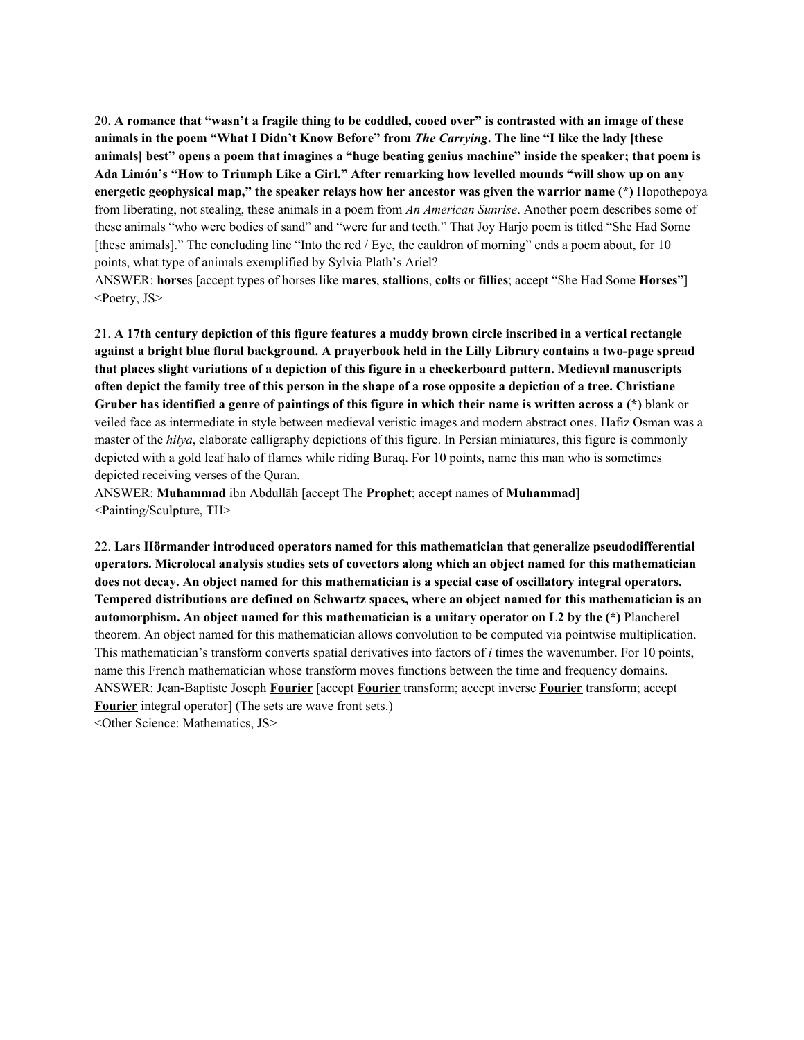20. **A romance that "wasn't a fragile thing to be coddled, cooed over" is contrasted with an image of these animals in the poem "What I Didn't Know Before" from *The Carrying*. The line "I like the lady [these animals] best" opens a poem that imagines a "huge beating genius machine" inside the speaker; that poem is Ada Limón's "How to Triumph Like a Girl." After remarking how levelled mounds "will show up on any energetic geophysical map," the speaker relays how her ancestor was given the warrior name (*)** Hopothepoya from liberating, not stealing, these animals in a poem from *An American Sunrise*. Another poem describes some of these animals "who were bodies of sand" and "were fur and teeth." That Joy Harjo poem is titled "She Had Some [these animals]." The concluding line "Into the red / Eye, the cauldron of morning" ends a poem about, for 10 points, what type of animals exemplified by Sylvia Plath's Ariel?

ANSWER: **horse**s [accept types of horses like **mares**, **stallion**s, **colt**s or **fillies**; accept "She Had Some **Horses**"]
<Poetry, JS>

21. **A 17th century depiction of this figure features a muddy brown circle inscribed in a vertical rectangle against a bright blue floral background. A prayerbook held in the Lilly Library contains a two-page spread that places slight variations of a depiction of this figure in a checkerboard pattern. Medieval manuscripts often depict the family tree of this person in the shape of a rose opposite a depiction of a tree. Christiane Gruber has identified a genre of paintings of this figure in which their name is written across a (*)** blank or veiled face as intermediate in style between medieval veristic images and modern abstract ones. Hafiz Osman was a master of the *hilya*, elaborate calligraphy depictions of this figure. In Persian miniatures, this figure is commonly depicted with a gold leaf halo of flames while riding Buraq. For 10 points, name this man who is sometimes depicted receiving verses of the Quran.

ANSWER: **Muhammad** ibn Abdullāh [accept The **Prophet**; accept names of **Muhammad**]
<Painting/Sculpture, TH>

22. **Lars Hörmander introduced operators named for this mathematician that generalize pseudodifferential operators. Microlocal analysis studies sets of covectors along which an object named for this mathematician does not decay. An object named for this mathematician is a special case of oscillatory integral operators. Tempered distributions are defined on Schwartz spaces, where an object named for this mathematician is an automorphism. An object named for this mathematician is a unitary operator on L2 by the (*)** Plancherel theorem. An object named for this mathematician allows convolution to be computed via pointwise multiplication. This mathematician's transform converts spatial derivatives into factors of *i* times the wavenumber. For 10 points, name this French mathematician whose transform moves functions between the time and frequency domains.

ANSWER: Jean-Baptiste Joseph **Fourier** [accept **Fourier** transform; accept inverse **Fourier** transform; accept **Fourier** integral operator] (The sets are wave front sets.)
<Other Science: Mathematics, JS>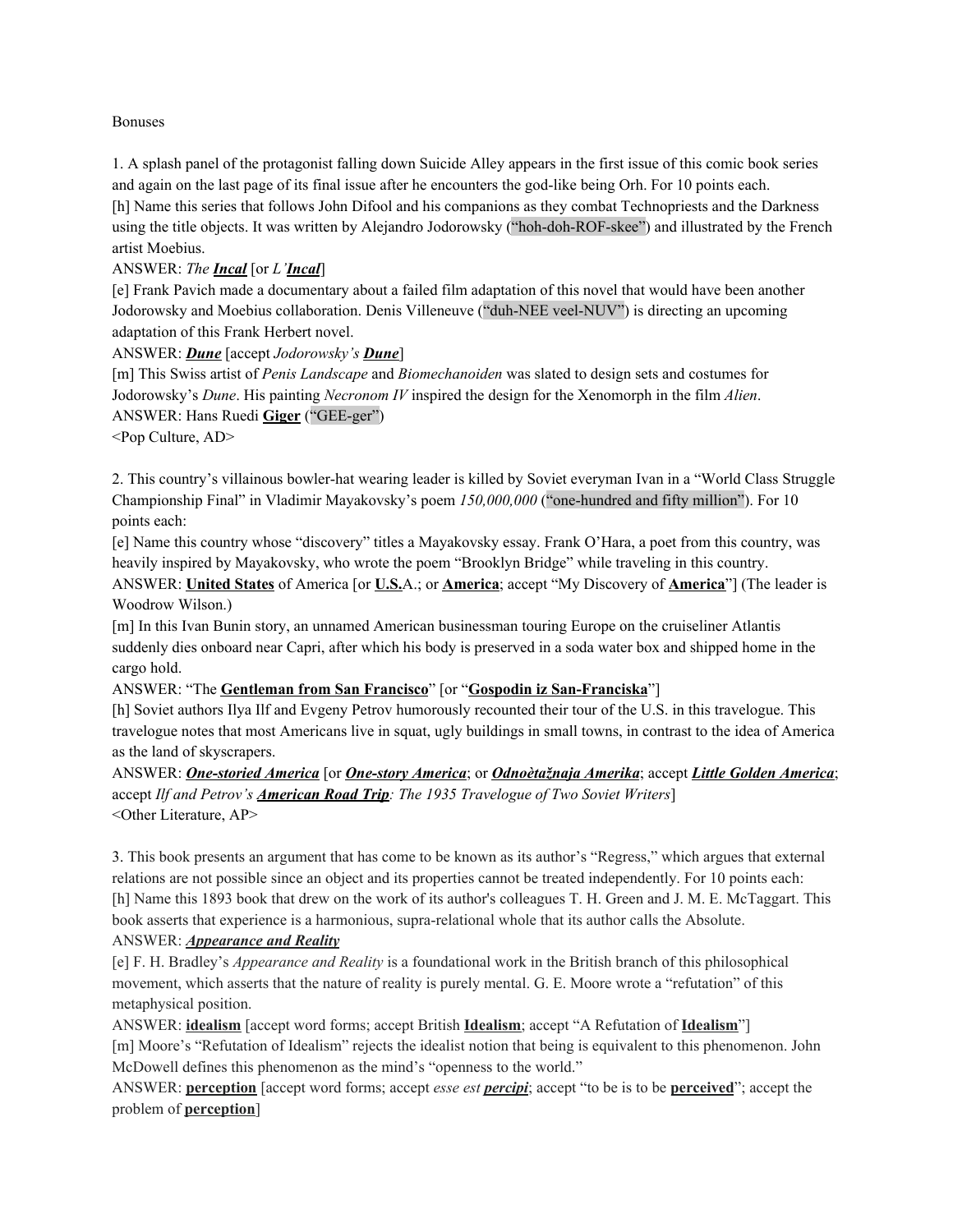Bonuses

1. A splash panel of the protagonist falling down Suicide Alley appears in the first issue of this comic book series and again on the last page of its final issue after he encounters the god-like being Orh. For 10 points each.

[h] Name this series that follows John Difool and his companions as they combat Technopriests and the Darkness using the title objects. It was written by Alejandro Jodorowsky ("hoh-doh-ROF-skee") and illustrated by the French artist Moebius.

ANSWER: *The **Incal*** [or *L'**Incal***]

[e] Frank Pavich made a documentary about a failed film adaptation of this novel that would have been another Jodorowsky and Moebius collaboration. Denis Villeneuve ("duh-NEE veel-NUV") is directing an upcoming adaptation of this Frank Herbert novel.

ANSWER: ***Dune*** [accept *Jodorowsky's **Dune***]

[m] This Swiss artist of *Penis Landscape* and *Biomechanoiden* was slated to design sets and costumes for Jodorowsky's *Dune*. His painting *Necronom IV* inspired the design for the Xenomorph in the film *Alien*.

ANSWER: Hans Ruedi **Giger** ("GEE-ger")

<Pop Culture, AD>

2. This country's villainous bowler-hat wearing leader is killed by Soviet everyman Ivan in a "World Class Struggle Championship Final" in Vladimir Mayakovsky's poem *150,000,000* ("one-hundred and fifty million"). For 10 points each:

[e] Name this country whose "discovery" titles a Mayakovsky essay. Frank O'Hara, a poet from this country, was heavily inspired by Mayakovsky, who wrote the poem "Brooklyn Bridge" while traveling in this country.

ANSWER: **United States** of America [or **U.S.**A.; or **America**; accept "My Discovery of **America**"] (The leader is Woodrow Wilson.)

[m] In this Ivan Bunin story, an unnamed American businessman touring Europe on the cruiseliner Atlantis suddenly dies onboard near Capri, after which his body is preserved in a soda water box and shipped home in the cargo hold.

ANSWER: "The **Gentleman from San Francisco**" [or "**Gospodin iz San-Franciska**"]

[h] Soviet authors Ilya Ilf and Evgeny Petrov humorously recounted their tour of the U.S. in this travelogue. This travelogue notes that most Americans live in squat, ugly buildings in small towns, in contrast to the idea of America as the land of skyscrapers.

ANSWER: ***One-storied America*** [or ***One-story America***; or ***Odnoètažnaja Amerika***; accept ***Little Golden America***; accept *Ilf and Petrov's **American Road Trip**: The 1935 Travelogue of Two Soviet Writers*]

<Other Literature, AP>

3. This book presents an argument that has come to be known as its author's "Regress," which argues that external relations are not possible since an object and its properties cannot be treated independently. For 10 points each:

[h] Name this 1893 book that drew on the work of its author's colleagues T. H. Green and J. M. E. McTaggart. This book asserts that experience is a harmonious, supra-relational whole that its author calls the Absolute.

ANSWER: ***Appearance and Reality***

[e] F. H. Bradley's *Appearance and Reality* is a foundational work in the British branch of this philosophical movement, which asserts that the nature of reality is purely mental. G. E. Moore wrote a "refutation" of this metaphysical position.

ANSWER: **idealism** [accept word forms; accept British **Idealism**; accept "A Refutation of **Idealism**"]

[m] Moore's "Refutation of Idealism" rejects the idealist notion that being is equivalent to this phenomenon. John McDowell defines this phenomenon as the mind's "openness to the world."

ANSWER: **perception** [accept word forms; accept *esse est **percipi***; accept "to be is to be **perceived**"; accept the problem of **perception**]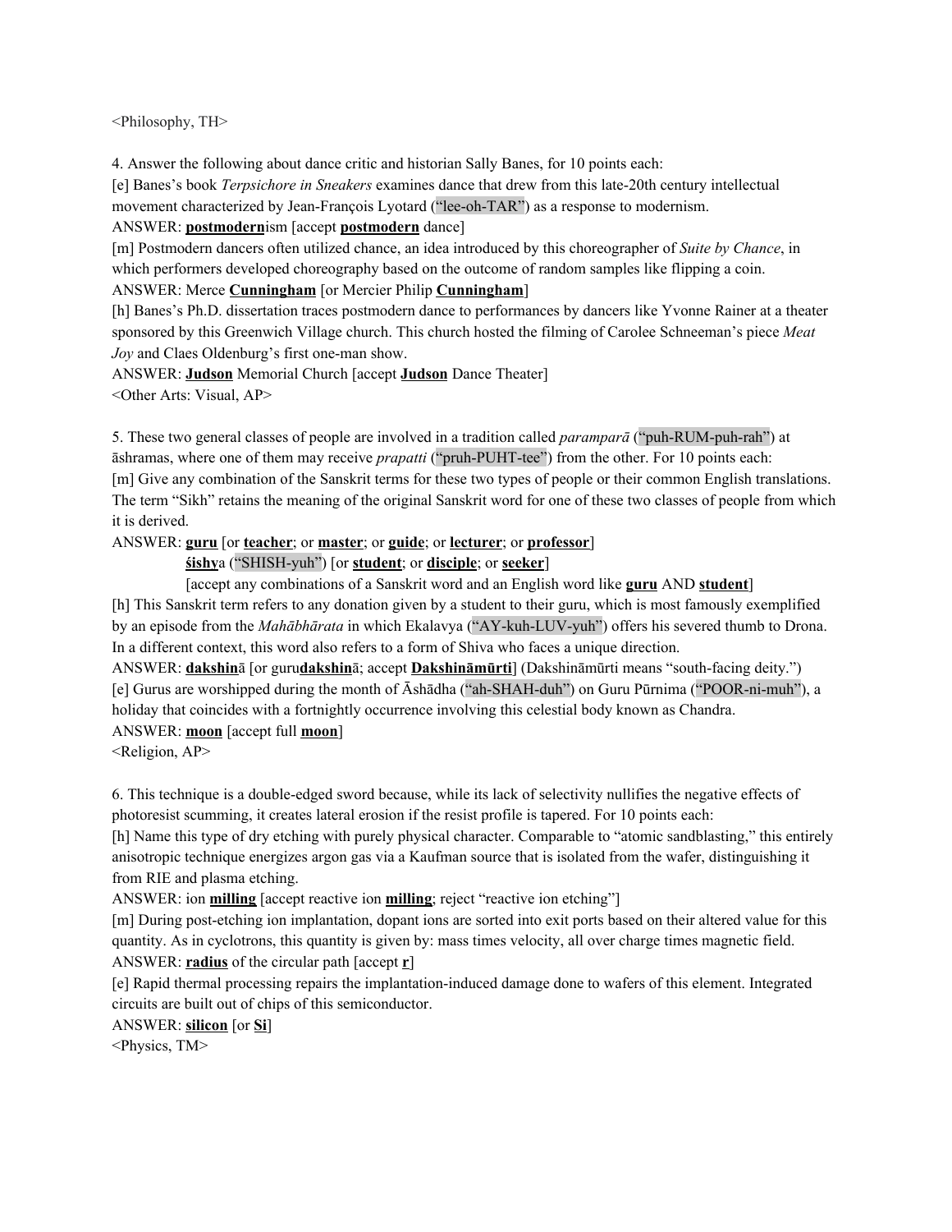<Philosophy, TH>

4. Answer the following about dance critic and historian Sally Banes, for 10 points each:

[e] Banes's book *Terpsichore in Sneakers* examines dance that drew from this late-20th century intellectual movement characterized by Jean-François Lyotard ("lee-oh-TAR") as a response to modernism.

ANSWER: **<u>postmodern</u>**ism [accept **<u>postmodern</u>** dance]

[m] Postmodern dancers often utilized chance, an idea introduced by this choreographer of *Suite by Chance*, in which performers developed choreography based on the outcome of random samples like flipping a coin.

ANSWER: Merce **<u>Cunningham</u>** [or Mercier Philip **<u>Cunningham</u>**]

[h] Banes's Ph.D. dissertation traces postmodern dance to performances by dancers like Yvonne Rainer at a theater sponsored by this Greenwich Village church. This church hosted the filming of Carolee Schneeman's piece *Meat Joy* and Claes Oldenburg's first one-man show.

ANSWER: **<u>Judson</u>** Memorial Church [accept **<u>Judson</u>** Dance Theater]

<Other Arts: Visual, AP>

5. These two general classes of people are involved in a tradition called *paramparā* ("puh-RUM-puh-rah") at āshramas, where one of them may receive *prapatti* ("pruh-PUHT-tee") from the other. For 10 points each:

[m] Give any combination of the Sanskrit terms for these two types of people or their common English translations. The term "Sikh" retains the meaning of the original Sanskrit word for one of these two classes of people from which it is derived.

ANSWER: **<u>guru</u>** [or **<u>teacher</u>**; or **<u>master</u>**; or **<u>guide</u>**; or **<u>lecturer</u>**; or **<u>professor</u>**]

**<u>śishy</u>**a ("SHISH-yuh") [or **<u>student</u>**; or **<u>disciple</u>**; or **<u>seeker</u>**]

[accept any combinations of a Sanskrit word and an English word like **<u>guru</u>** AND **<u>student</u>**]

[h] This Sanskrit term refers to any donation given by a student to their guru, which is most famously exemplified by an episode from the *Mahābhārata* in which Ekalavya ("AY-kuh-LUV-yuh") offers his severed thumb to Drona. In a different context, this word also refers to a form of Shiva who faces a unique direction.

ANSWER: **<u>dakshin</u>**ā [or guru**<u>dakshin</u>**ā; accept **<u>Dakshināmūrti</u>**] (Dakshināmūrti means "south-facing deity.")

[e] Gurus are worshipped during the month of Āshādha ("ah-SHAH-duh") on Guru Pūrnima ("POOR-ni-muh"), a holiday that coincides with a fortnightly occurrence involving this celestial body known as Chandra.

ANSWER: **<u>moon</u>** [accept full **<u>moon</u>**]

<Religion, AP>

6. This technique is a double-edged sword because, while its lack of selectivity nullifies the negative effects of photoresist scumming, it creates lateral erosion if the resist profile is tapered. For 10 points each:

[h] Name this type of dry etching with purely physical character. Comparable to "atomic sandblasting," this entirely anisotropic technique energizes argon gas via a Kaufman source that is isolated from the wafer, distinguishing it from RIE and plasma etching.

ANSWER: ion **<u>milling</u>** [accept reactive ion **<u>milling</u>**; reject "reactive ion etching"]

[m] During post-etching ion implantation, dopant ions are sorted into exit ports based on their altered value for this quantity. As in cyclotrons, this quantity is given by: mass times velocity, all over charge times magnetic field.

ANSWER: **<u>radius</u>** of the circular path [accept **<u>r</u>**]

[e] Rapid thermal processing repairs the implantation-induced damage done to wafers of this element. Integrated circuits are built out of chips of this semiconductor.

ANSWER: **<u>silicon</u>** [or **<u>Si</u>**]

<Physics, TM>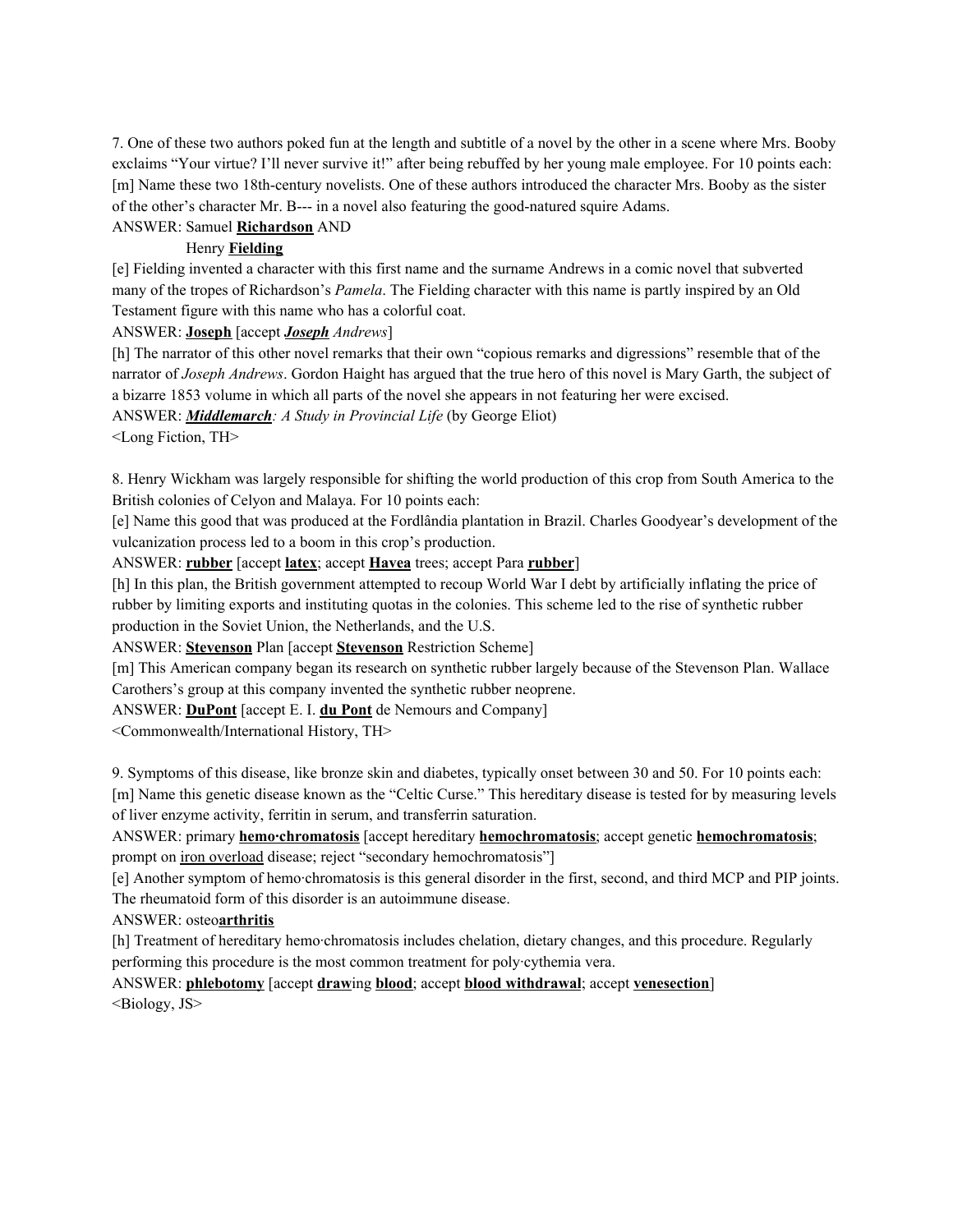7. One of these two authors poked fun at the length and subtitle of a novel by the other in a scene where Mrs. Booby exclaims "Your virtue? I'll never survive it!" after being rebuffed by her young male employee. For 10 points each:

[m] Name these two 18th-century novelists. One of these authors introduced the character Mrs. Booby as the sister of the other's character Mr. B--- in a novel also featuring the good-natured squire Adams.

ANSWER: Samuel **Richardson** AND

Henry **Fielding**

[e] Fielding invented a character with this first name and the surname Andrews in a comic novel that subverted many of the tropes of Richardson's *Pamela*. The Fielding character with this name is partly inspired by an Old Testament figure with this name who has a colorful coat.

ANSWER: **Joseph** [accept ***Joseph*** *Andrews*]

[h] The narrator of this other novel remarks that their own "copious remarks and digressions" resemble that of the narrator of *Joseph Andrews*. Gordon Haight has argued that the true hero of this novel is Mary Garth, the subject of a bizarre 1853 volume in which all parts of the novel she appears in not featuring her were excised.

ANSWER: ***Middlemarch****: A Study in Provincial Life* (by George Eliot)

<Long Fiction, TH>

8. Henry Wickham was largely responsible for shifting the world production of this crop from South America to the British colonies of Celyon and Malaya. For 10 points each:

[e] Name this good that was produced at the Fordlândia plantation in Brazil. Charles Goodyear's development of the vulcanization process led to a boom in this crop's production.

ANSWER: **rubber** [accept **latex**; accept **Havea** trees; accept Para **rubber**]

[h] In this plan, the British government attempted to recoup World War I debt by artificially inflating the price of rubber by limiting exports and instituting quotas in the colonies. This scheme led to the rise of synthetic rubber production in the Soviet Union, the Netherlands, and the U.S.

ANSWER: **Stevenson** Plan [accept **Stevenson** Restriction Scheme]

[m] This American company began its research on synthetic rubber largely because of the Stevenson Plan. Wallace Carothers's group at this company invented the synthetic rubber neoprene.

ANSWER: **DuPont** [accept E. I. **du Pont** de Nemours and Company]

<Commonwealth/International History, TH>

9. Symptoms of this disease, like bronze skin and diabetes, typically onset between 30 and 50. For 10 points each:

[m] Name this genetic disease known as the "Celtic Curse." This hereditary disease is tested for by measuring levels of liver enzyme activity, ferritin in serum, and transferrin saturation.

ANSWER: primary **hemo·chromatosis** [accept hereditary **hemochromatosis**; accept genetic **hemochromatosis**; prompt on iron overload disease; reject "secondary hemochromatosis"]

[e] Another symptom of hemo·chromatosis is this general disorder in the first, second, and third MCP and PIP joints. The rheumatoid form of this disorder is an autoimmune disease.

ANSWER: osteo**arthritis**

[h] Treatment of hereditary hemo·chromatosis includes chelation, dietary changes, and this procedure. Regularly performing this procedure is the most common treatment for poly·cythemia vera.

ANSWER: **phlebotomy** [accept **draw**ing **blood**; accept **blood withdrawal**; accept **venesection**]

<Biology, JS>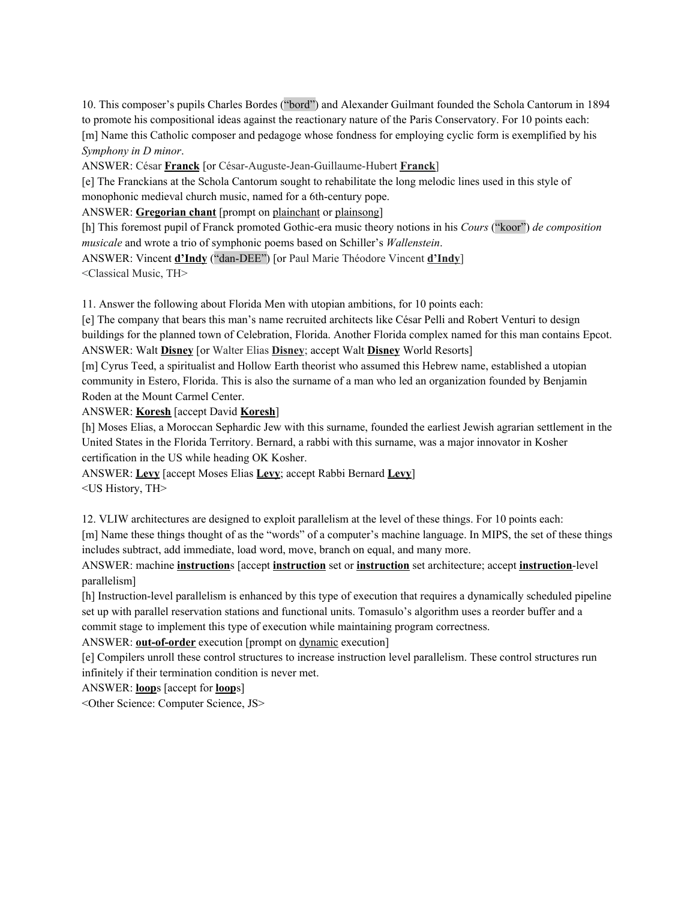10. This composer's pupils Charles Bordes ("bord") and Alexander Guilmant founded the Schola Cantorum in 1894 to promote his compositional ideas against the reactionary nature of the Paris Conservatory. For 10 points each:

[m] Name this Catholic composer and pedagoge whose fondness for employing cyclic form is exemplified by his *Symphony in D minor*.

ANSWER: César **Franck** [or César-Auguste-Jean-Guillaume-Hubert **Franck**]

[e] The Franckians at the Schola Cantorum sought to rehabilitate the long melodic lines used in this style of monophonic medieval church music, named for a 6th-century pope.

ANSWER: **Gregorian chant** [prompt on plainchant or plainsong]

[h] This foremost pupil of Franck promoted Gothic-era music theory notions in his *Cours* ("koor") *de composition musicale* and wrote a trio of symphonic poems based on Schiller's *Wallenstein*.

ANSWER: Vincent **d'Indy** ("dan-DEE") [or Paul Marie Théodore Vincent **d'Indy**]

<Classical Music, TH>

11. Answer the following about Florida Men with utopian ambitions, for 10 points each:

[e] The company that bears this man's name recruited architects like César Pelli and Robert Venturi to design buildings for the planned town of Celebration, Florida. Another Florida complex named for this man contains Epcot.

ANSWER: Walt **Disney** [or Walter Elias **Disney**; accept Walt **Disney** World Resorts]

[m] Cyrus Teed, a spiritualist and Hollow Earth theorist who assumed this Hebrew name, established a utopian community in Estero, Florida. This is also the surname of a man who led an organization founded by Benjamin Roden at the Mount Carmel Center.

ANSWER: **Koresh** [accept David **Koresh**]

[h] Moses Elias, a Moroccan Sephardic Jew with this surname, founded the earliest Jewish agrarian settlement in the United States in the Florida Territory. Bernard, a rabbi with this surname, was a major innovator in Kosher certification in the US while heading OK Kosher.

ANSWER: **Levy** [accept Moses Elias **Levy**; accept Rabbi Bernard **Levy**]

<US History, TH>

12. VLIW architectures are designed to exploit parallelism at the level of these things. For 10 points each:

[m] Name these things thought of as the "words" of a computer's machine language. In MIPS, the set of these things includes subtract, add immediate, load word, move, branch on equal, and many more.

ANSWER: machine **instruction**s [accept **instruction** set or **instruction** set architecture; accept **instruction**-level parallelism]

[h] Instruction-level parallelism is enhanced by this type of execution that requires a dynamically scheduled pipeline set up with parallel reservation stations and functional units. Tomasulo's algorithm uses a reorder buffer and a commit stage to implement this type of execution while maintaining program correctness.

ANSWER: **out-of-order** execution [prompt on dynamic execution]

[e] Compilers unroll these control structures to increase instruction level parallelism. These control structures run infinitely if their termination condition is never met.

ANSWER: **loop**s [accept for **loop**s]

<Other Science: Computer Science, JS>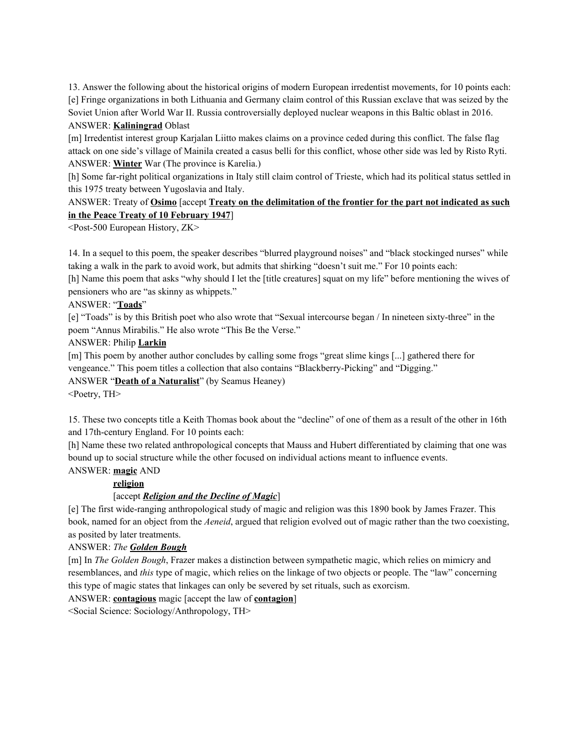13. Answer the following about the historical origins of modern European irredentist movements, for 10 points each:
[e] Fringe organizations in both Lithuania and Germany claim control of this Russian exclave that was seized by the Soviet Union after World War II. Russia controversially deployed nuclear weapons in this Baltic oblast in 2016.
ANSWER: **Kaliningrad** Oblast
[m] Irredentist interest group Karjalan Liitto makes claims on a province ceded during this conflict. The false flag attack on one side's village of Mainila created a casus belli for this conflict, whose other side was led by Risto Ryti.
ANSWER: **Winter** War (The province is Karelia.)
[h] Some far-right political organizations in Italy still claim control of Trieste, which had its political status settled in this 1975 treaty between Yugoslavia and Italy.
ANSWER: Treaty of **Osimo** [accept **Treaty on the delimitation of the frontier for the part not indicated as such in the Peace Treaty of 10 February 1947**]
<Post-500 European History, ZK>

14. In a sequel to this poem, the speaker describes "blurred playground noises" and "black stockinged nurses" while taking a walk in the park to avoid work, but admits that shirking "doesn't suit me." For 10 points each:
[h] Name this poem that asks "why should I let the [title creatures] squat on my life" before mentioning the wives of pensioners who are "as skinny as whippets."
ANSWER: "**Toads**"
[e] "Toads" is by this British poet who also wrote that "Sexual intercourse began / In nineteen sixty-three" in the poem "Annus Mirabilis." He also wrote "This Be the Verse."
ANSWER: Philip **Larkin**
[m] This poem by another author concludes by calling some frogs "great slime kings [...] gathered there for vengeance." This poem titles a collection that also contains "Blackberry-Picking" and "Digging."
ANSWER "**Death of a Naturalist**" (by Seamus Heaney)
<Poetry, TH>

15. These two concepts title a Keith Thomas book about the "decline" of one of them as a result of the other in 16th and 17th-century England. For 10 points each:
[h] Name these two related anthropological concepts that Mauss and Hubert differentiated by claiming that one was bound up to social structure while the other focused on individual actions meant to influence events.
ANSWER: **magic** AND
**religion**
[accept ***Religion and the Decline of Magic***]
[e] The first wide-ranging anthropological study of magic and religion was this 1890 book by James Frazer. This book, named for an object from the *Aeneid*, argued that religion evolved out of magic rather than the two coexisting, as posited by later treatments.
ANSWER: *The* ***Golden Bough***
[m] In *The Golden Bough*, Frazer makes a distinction between sympathetic magic, which relies on mimicry and resemblances, and *this* type of magic, which relies on the linkage of two objects or people. The "law" concerning this type of magic states that linkages can only be severed by set rituals, such as exorcism.
ANSWER: **contagious** magic [accept the law of **contagion**]
<Social Science: Sociology/Anthropology, TH>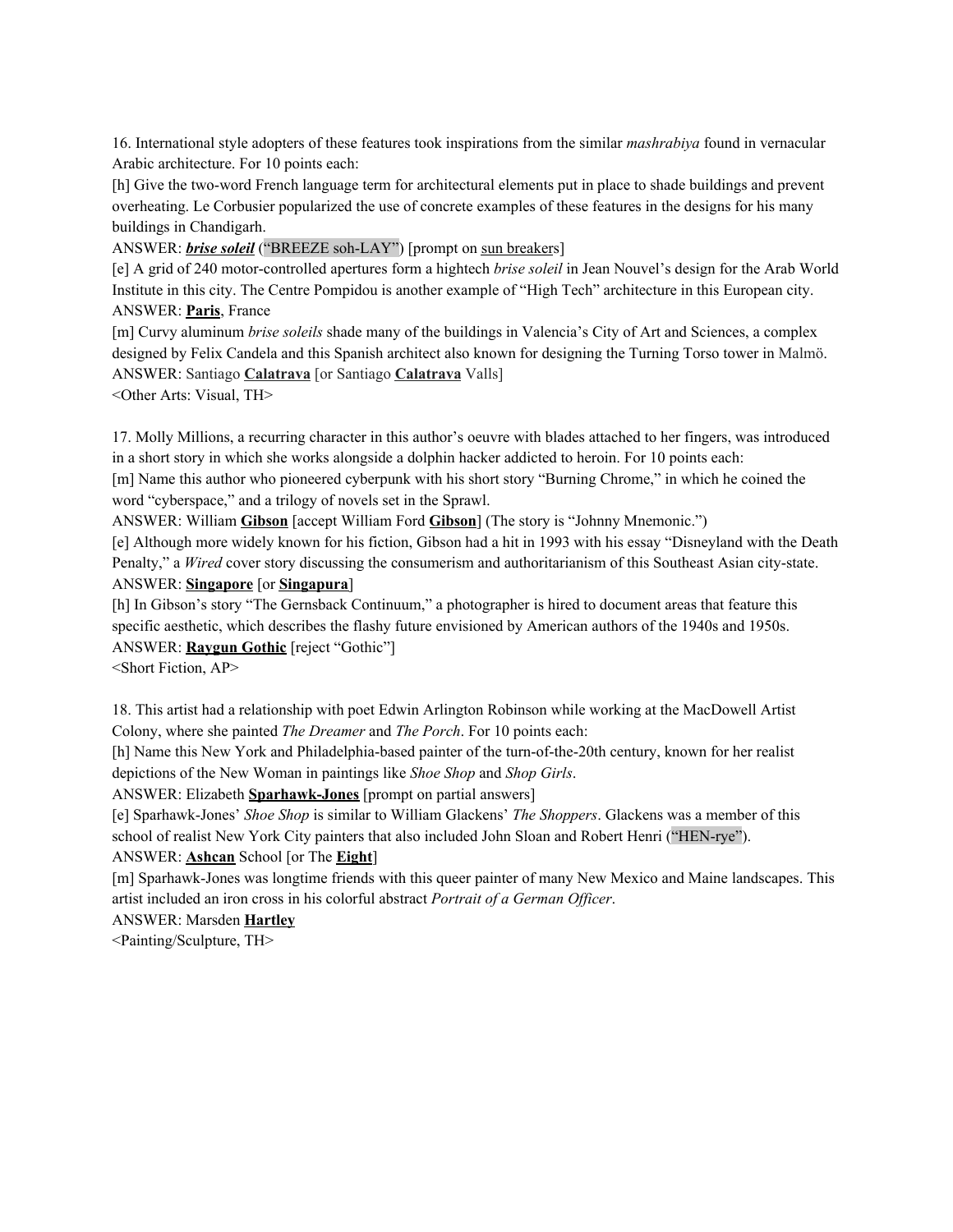16. International style adopters of these features took inspirations from the similar *mashrabiya* found in vernacular Arabic architecture. For 10 points each:

[h] Give the two-word French language term for architectural elements put in place to shade buildings and prevent overheating. Le Corbusier popularized the use of concrete examples of these features in the designs for his many buildings in Chandigarh.

ANSWER: ***brise soleil*** ("BREEZE soh-LAY") [prompt on sun breakers]

[e] A grid of 240 motor-controlled apertures form a hightech *brise soleil* in Jean Nouvel's design for the Arab World Institute in this city. The Centre Pompidou is another example of "High Tech" architecture in this European city.

ANSWER: **Paris**, France

[m] Curvy aluminum *brise soleils* shade many of the buildings in Valencia's City of Art and Sciences, a complex designed by Felix Candela and this Spanish architect also known for designing the Turning Torso tower in Malmö.

ANSWER: Santiago **Calatrava** [or Santiago **Calatrava** Valls]

<Other Arts: Visual, TH>

17. Molly Millions, a recurring character in this author's oeuvre with blades attached to her fingers, was introduced in a short story in which she works alongside a dolphin hacker addicted to heroin. For 10 points each:

[m] Name this author who pioneered cyberpunk with his short story "Burning Chrome," in which he coined the word "cyberspace," and a trilogy of novels set in the Sprawl.

ANSWER: William **Gibson** [accept William Ford **Gibson**] (The story is "Johnny Mnemonic.")

[e] Although more widely known for his fiction, Gibson had a hit in 1993 with his essay "Disneyland with the Death Penalty," a *Wired* cover story discussing the consumerism and authoritarianism of this Southeast Asian city-state.

ANSWER: **Singapore** [or **Singapura**]

[h] In Gibson's story "The Gernsback Continuum," a photographer is hired to document areas that feature this specific aesthetic, which describes the flashy future envisioned by American authors of the 1940s and 1950s.

ANSWER: **Raygun Gothic** [reject "Gothic"]

<Short Fiction, AP>

18. This artist had a relationship with poet Edwin Arlington Robinson while working at the MacDowell Artist Colony, where she painted *The Dreamer* and *The Porch*. For 10 points each:

[h] Name this New York and Philadelphia-based painter of the turn-of-the-20th century, known for her realist depictions of the New Woman in paintings like *Shoe Shop* and *Shop Girls*.

ANSWER: Elizabeth **Sparhawk-Jones** [prompt on partial answers]

[e] Sparhawk-Jones' *Shoe Shop* is similar to William Glackens' *The Shoppers*. Glackens was a member of this school of realist New York City painters that also included John Sloan and Robert Henri ("HEN-rye").

ANSWER: **Ashcan** School [or The **Eight**]

[m] Sparhawk-Jones was longtime friends with this queer painter of many New Mexico and Maine landscapes. This artist included an iron cross in his colorful abstract *Portrait of a German Officer*.

ANSWER: Marsden **Hartley**

<Painting/Sculpture, TH>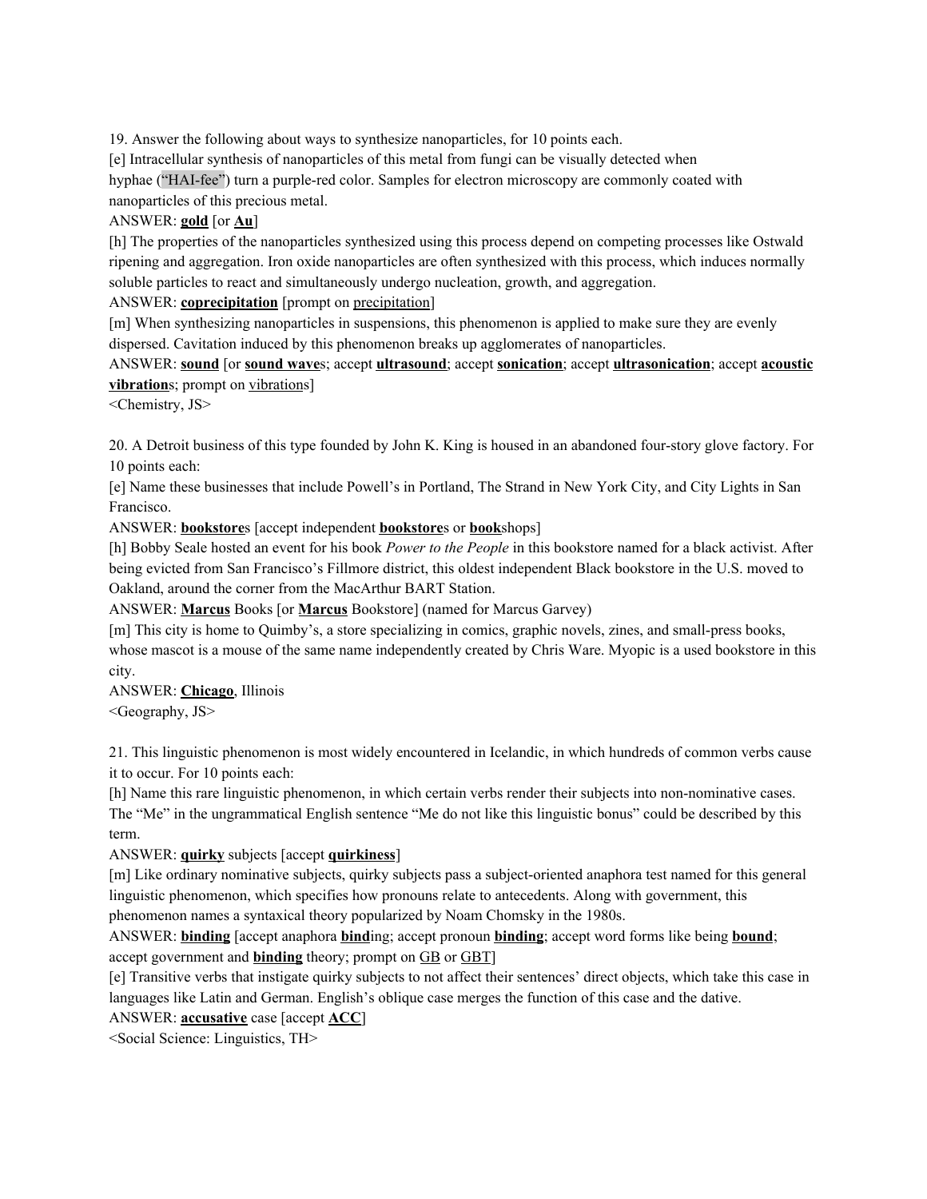19. Answer the following about ways to synthesize nanoparticles, for 10 points each.

[e] Intracellular synthesis of nanoparticles of this metal from fungi can be visually detected when hyphae ("HAI-fee") turn a purple-red color. Samples for electron microscopy are commonly coated with nanoparticles of this precious metal.

ANSWER: **gold** [or **Au**]

[h] The properties of the nanoparticles synthesized using this process depend on competing processes like Ostwald ripening and aggregation. Iron oxide nanoparticles are often synthesized with this process, which induces normally soluble particles to react and simultaneously undergo nucleation, growth, and aggregation.

ANSWER: **coprecipitation** [prompt on precipitation]

[m] When synthesizing nanoparticles in suspensions, this phenomenon is applied to make sure they are evenly dispersed. Cavitation induced by this phenomenon breaks up agglomerates of nanoparticles.

ANSWER: **sound** [or **sound wave**s; accept **ultrasound**; accept **sonication**; accept **ultrasonication**; accept **acoustic vibration**s; prompt on vibrations]

<Chemistry, JS>

20. A Detroit business of this type founded by John K. King is housed in an abandoned four-story glove factory. For 10 points each:

[e] Name these businesses that include Powell's in Portland, The Strand in New York City, and City Lights in San Francisco.

ANSWER: **bookstore**s [accept independent **bookstore**s or **book**shops]

[h] Bobby Seale hosted an event for his book *Power to the People* in this bookstore named for a black activist. After being evicted from San Francisco's Fillmore district, this oldest independent Black bookstore in the U.S. moved to Oakland, around the corner from the MacArthur BART Station.

ANSWER: **Marcus** Books [or **Marcus** Bookstore] (named for Marcus Garvey)

[m] This city is home to Quimby's, a store specializing in comics, graphic novels, zines, and small-press books, whose mascot is a mouse of the same name independently created by Chris Ware. Myopic is a used bookstore in this city.

ANSWER: **Chicago**, Illinois

<Geography, JS>

21. This linguistic phenomenon is most widely encountered in Icelandic, in which hundreds of common verbs cause it to occur. For 10 points each:

[h] Name this rare linguistic phenomenon, in which certain verbs render their subjects into non-nominative cases. The "Me" in the ungrammatical English sentence "Me do not like this linguistic bonus" could be described by this term.

ANSWER: **quirky** subjects [accept **quirkiness**]

[m] Like ordinary nominative subjects, quirky subjects pass a subject-oriented anaphora test named for this general linguistic phenomenon, which specifies how pronouns relate to antecedents. Along with government, this phenomenon names a syntaxical theory popularized by Noam Chomsky in the 1980s.

ANSWER: **binding** [accept anaphora **bind**ing; accept pronoun **binding**; accept word forms like being **bound**; accept government and **binding** theory; prompt on GB or GBT]

[e] Transitive verbs that instigate quirky subjects to not affect their sentences' direct objects, which take this case in languages like Latin and German. English's oblique case merges the function of this case and the dative.

ANSWER: **accusative** case [accept **ACC**]

<Social Science: Linguistics, TH>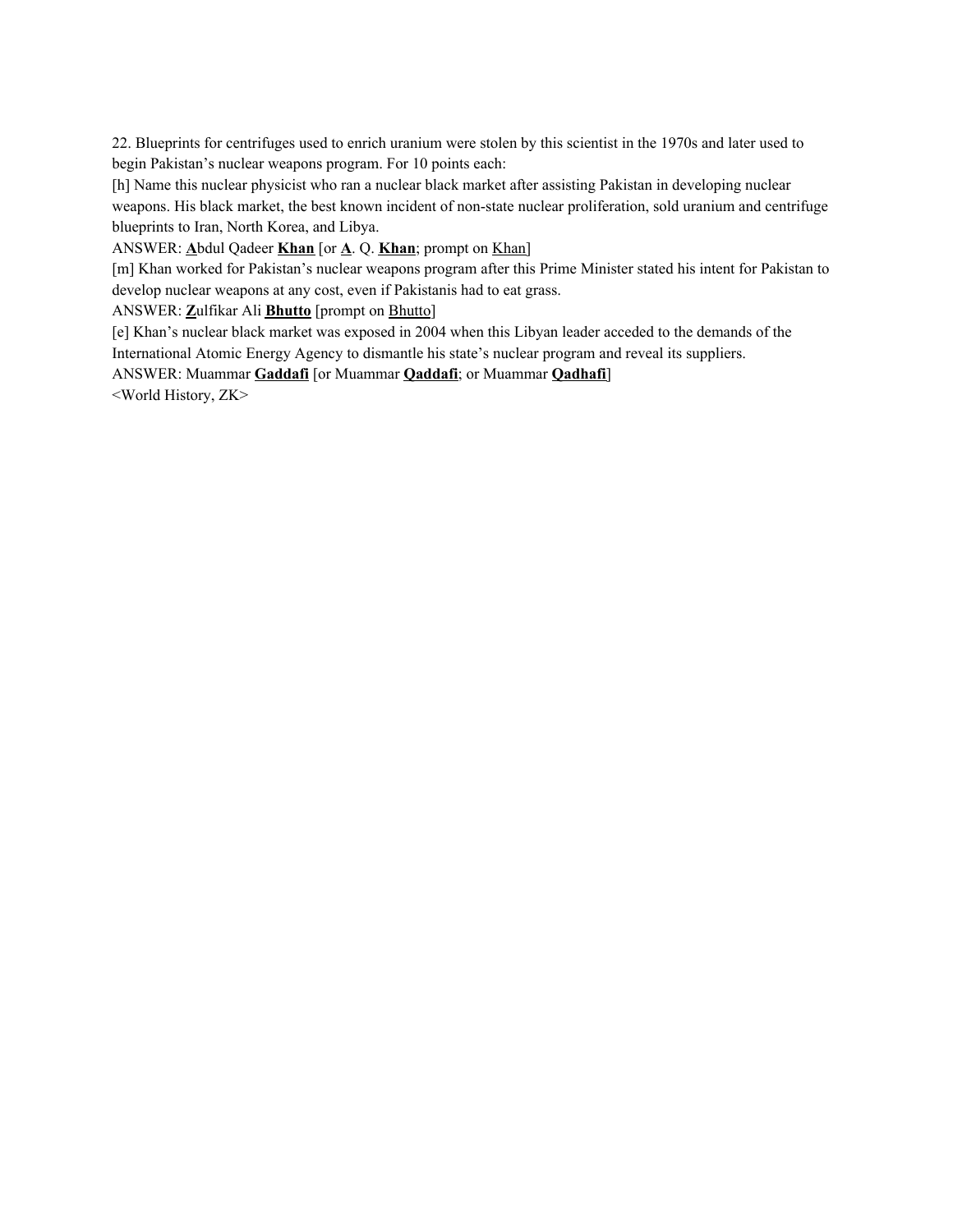22. Blueprints for centrifuges used to enrich uranium were stolen by this scientist in the 1970s and later used to begin Pakistan's nuclear weapons program. For 10 points each:

[h] Name this nuclear physicist who ran a nuclear black market after assisting Pakistan in developing nuclear weapons. His black market, the best known incident of non-state nuclear proliferation, sold uranium and centrifuge blueprints to Iran, North Korea, and Libya.

ANSWER: **A**bdul Qadeer **Khan** [or **A**. Q. **Khan**; prompt on Khan]

[m] Khan worked for Pakistan's nuclear weapons program after this Prime Minister stated his intent for Pakistan to develop nuclear weapons at any cost, even if Pakistanis had to eat grass.

ANSWER: **Z**ulfikar Ali **Bhutto** [prompt on Bhutto]

[e] Khan's nuclear black market was exposed in 2004 when this Libyan leader acceded to the demands of the International Atomic Energy Agency to dismantle his state's nuclear program and reveal its suppliers.

ANSWER: Muammar **Gaddafi** [or Muammar **Qaddafi**; or Muammar **Qadhafi**]

<World History, ZK>